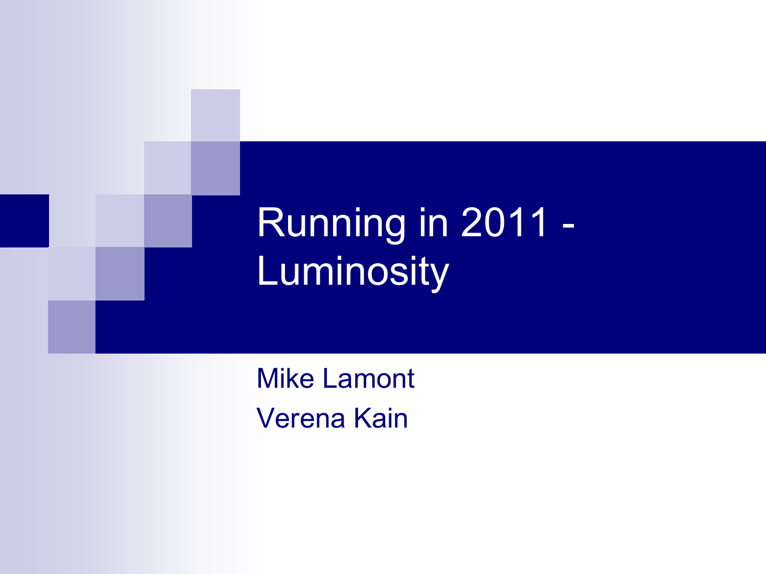# Running in 2011 - Luminosity

Mike Lamont

Verena Kain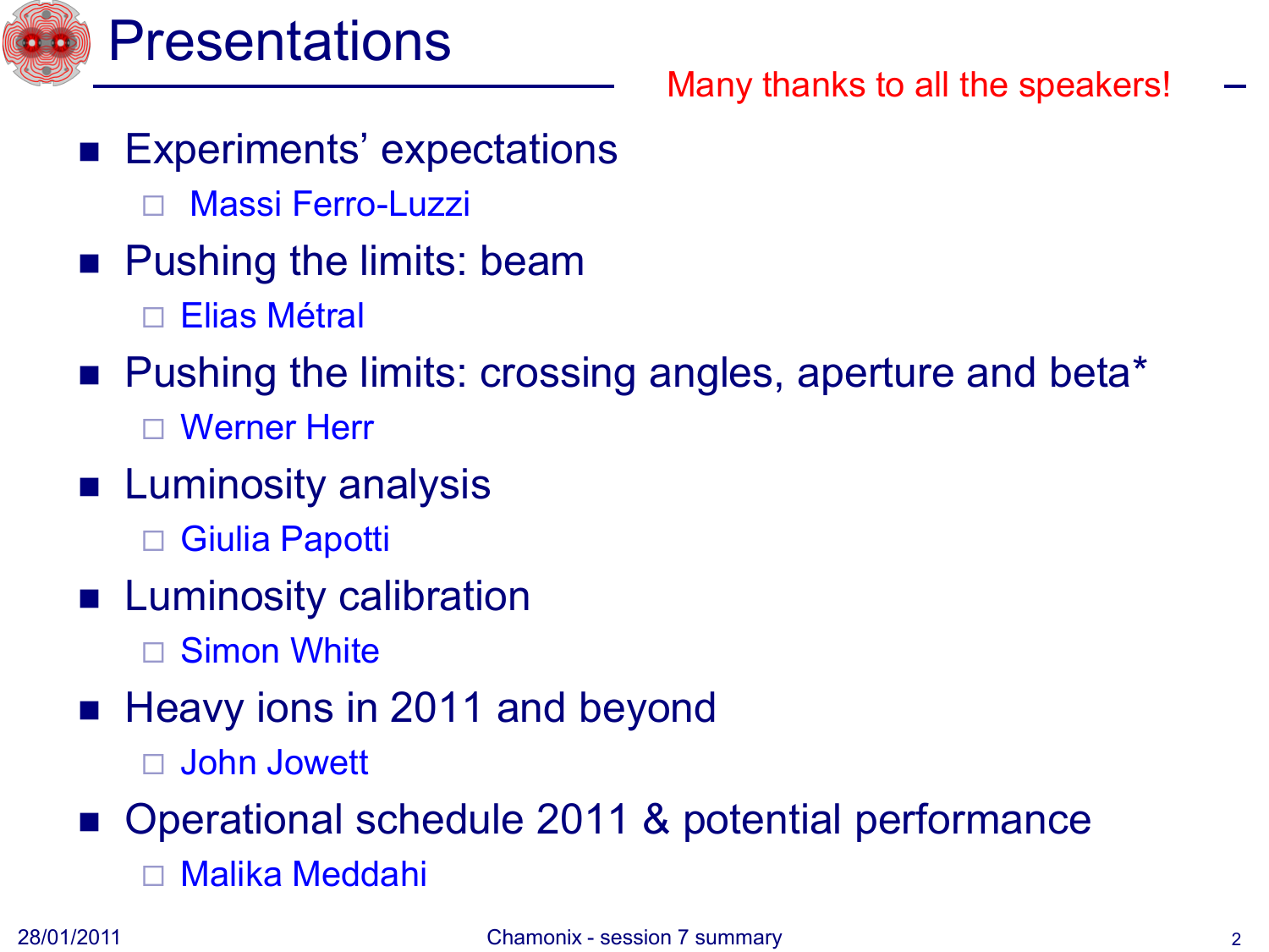# Presentations

Many thanks to all the speakers!

- Experiments' expectations
  - Massi Ferro-Luzzi
- Pushing the limits: beam
  - Elias Métral
- Pushing the limits: crossing angles, aperture and beta*
  - Werner Herr
- Luminosity analysis
  - Giulia Papotti
- Luminosity calibration
  - Simon White
- Heavy ions in 2011 and beyond
  - John Jowett
- Operational schedule 2011 & potential performance
  - Malika Meddahi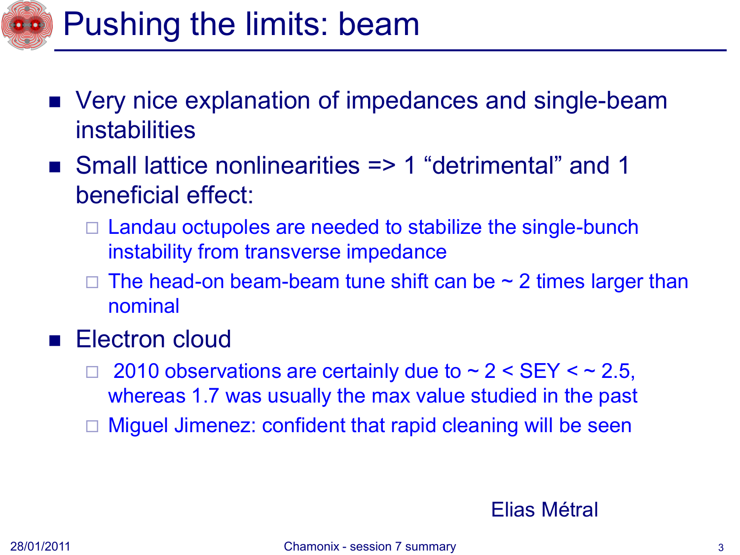# Pushing the limits: beam

- Very nice explanation of impedances and single-beam instabilities
- Small lattice nonlinearities => 1 “detrimental” and 1 beneficial effect:
  - Landau octupoles are needed to stabilize the single-bunch instability from transverse impedance
  - The head-on beam-beam tune shift can be ~ 2 times larger than nominal
- Electron cloud
  - 2010 observations are certainly due to ~ 2 < SEY < ~ 2.5, whereas 1.7 was usually the max value studied in the past
  - Miguel Jimenez: confident that rapid cleaning will be seen

Elias Métral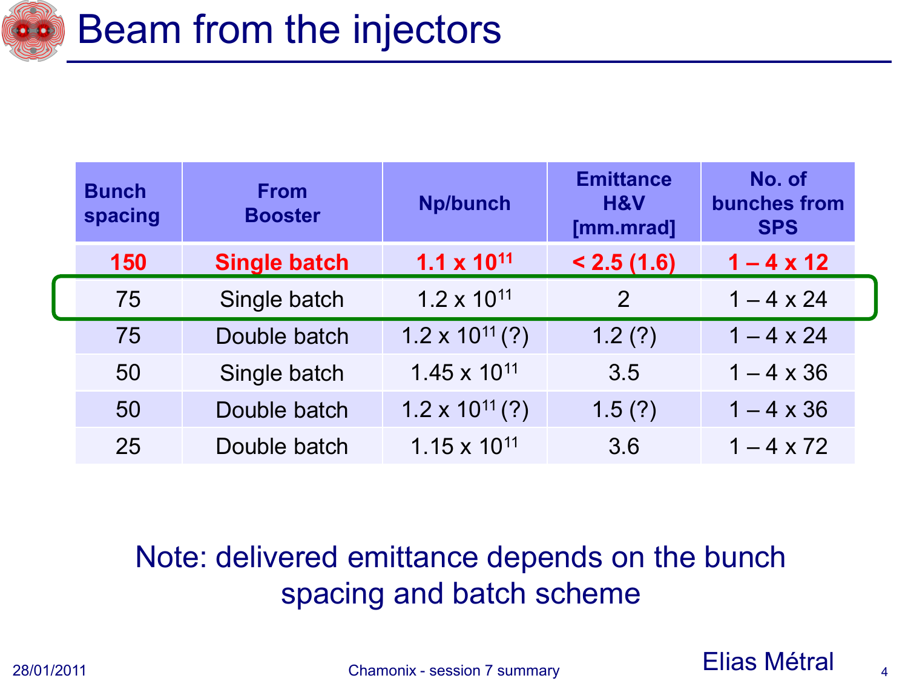# Beam from the injectors

| Bunch spacing | From Booster | Np/bunch | Emittance H&V [mm.mrad] | No. of bunches from SPS |
|---|---|---|---|---|
| **150** | **Single batch** | **$1.1 \times 10^{11}$** | **< 2.5 (1.6)** | **1 – 4 x 12** |
| 75 | Single batch | $1.2 \times 10^{11}$ | 2 | 1 – 4 x 24 |
| 75 | Double batch | $1.2 \times 10^{11}$ (?) | 1.2 (?) | 1 – 4 x 24 |
| 50 | Single batch | $1.45 \times 10^{11}$ | 3.5 | 1 – 4 x 36 |
| 50 | Double batch | $1.2 \times 10^{11}$ (?) | 1.5 (?) | 1 – 4 x 36 |
| 25 | Double batch | $1.15 \times 10^{11}$ | 3.6 | 1 – 4 x 72 |

Note: delivered emittance depends on the bunch spacing and batch scheme

Elias Métral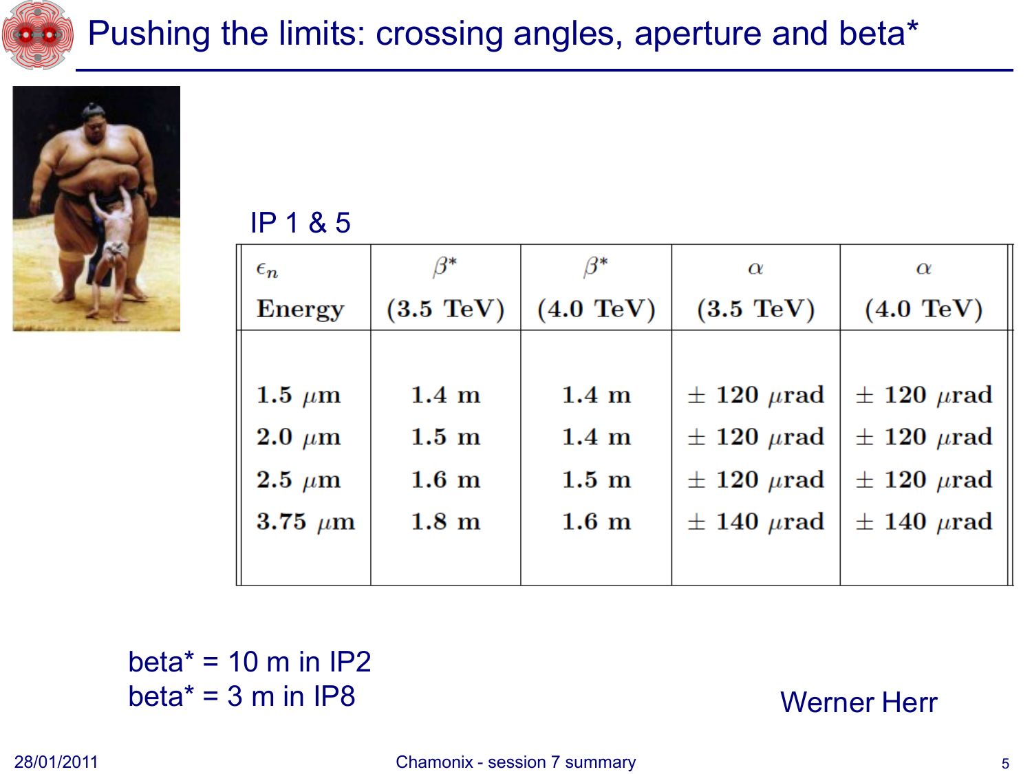# Pushing the limits: crossing angles, aperture and beta*

IP 1 & 5

| $\epsilon_n$ Energy | $\beta^*$ (3.5 TeV) | $\beta^*$ (4.0 TeV) | $\alpha$ (3.5 TeV) | $\alpha$ (4.0 TeV) |
|---|---|---|---|---|
| 1.5 $\mu$m | 1.4 m | 1.4 m | $\pm$ 120 $\mu$rad | $\pm$ 120 $\mu$rad |
| 2.0 $\mu$m | 1.5 m | 1.4 m | $\pm$ 120 $\mu$rad | $\pm$ 120 $\mu$rad |
| 2.5 $\mu$m | 1.6 m | 1.5 m | $\pm$ 120 $\mu$rad | $\pm$ 120 $\mu$rad |
| 3.75 $\mu$m | 1.8 m | 1.6 m | $\pm$ 140 $\mu$rad | $\pm$ 140 $\mu$rad |

beta* = 10 m in IP2
beta* = 3 m in IP8

Werner Herr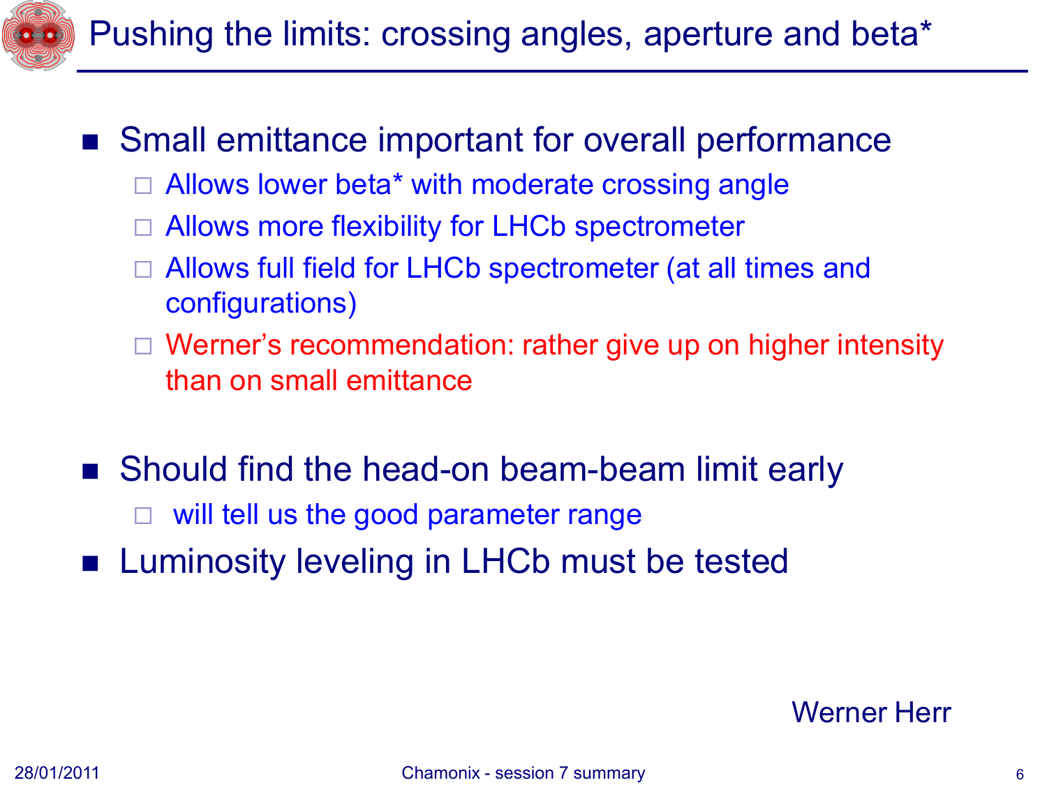# Pushing the limits: crossing angles, aperture and beta*

- Small emittance important for overall performance
  - Allows lower beta* with moderate crossing angle
  - Allows more flexibility for LHCb spectrometer
  - Allows full field for LHCb spectrometer (at all times and configurations)
  - Werner's recommendation: rather give up on higher intensity than on small emittance
- Should find the head-on beam-beam limit early
  - will tell us the good parameter range
- Luminosity leveling in LHCb must be tested

Werner Herr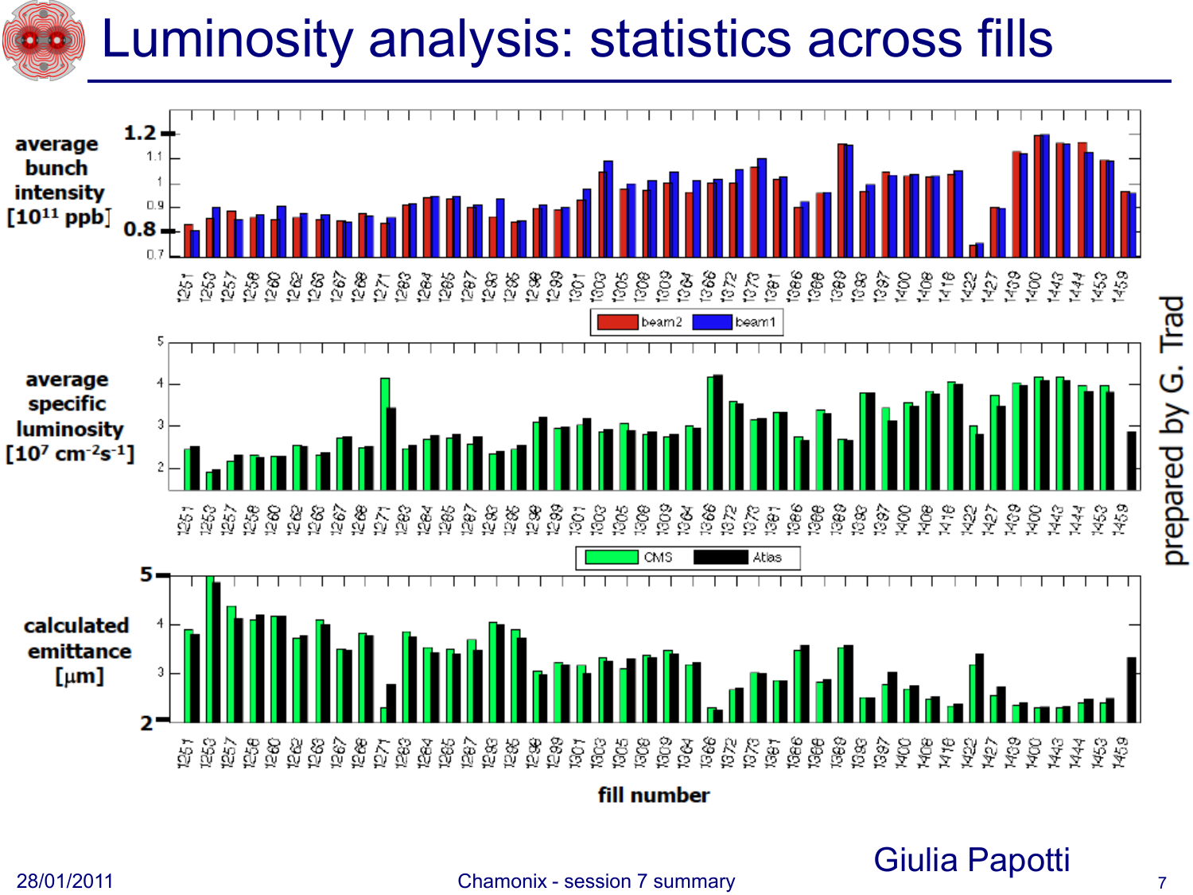# Luminosity analysis: statistics across fills

average bunch intensity [$10^{11}$ ppb]

average specific luminosity [$10^{7}$ cm$^{-2}$s$^{-1}$]

calculated emittance [μm]

fill number

beam2 | beam1

CMS | Atlas

prepared by G. Trad

Giulia Papotti

28/01/2011

Chamonix - session 7 summary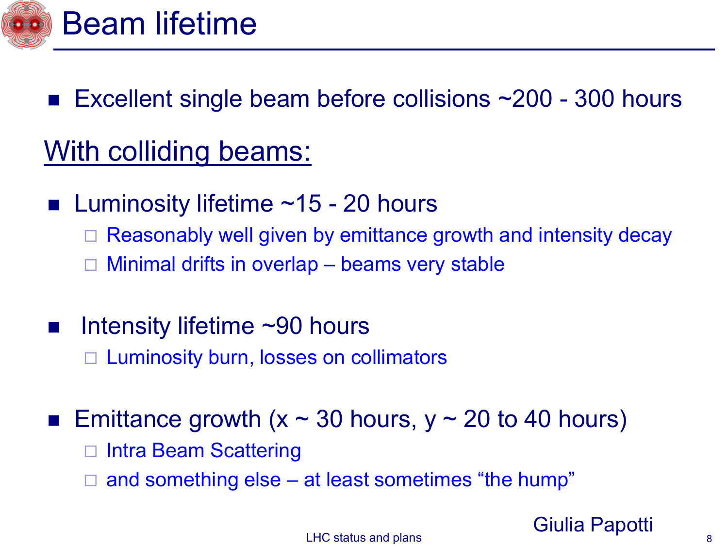# Beam lifetime

- Excellent single beam before collisions ~200 - 300 hours

## With colliding beams:

- Luminosity lifetime ~15 - 20 hours
  - Reasonably well given by emittance growth and intensity decay
  - Minimal drifts in overlap – beams very stable

- Intensity lifetime ~90 hours
  - Luminosity burn, losses on collimators

- Emittance growth (x ~ 30 hours, y ~ 20 to 40 hours)
  - Intra Beam Scattering
  - and something else – at least sometimes “the hump”

Giulia Papotti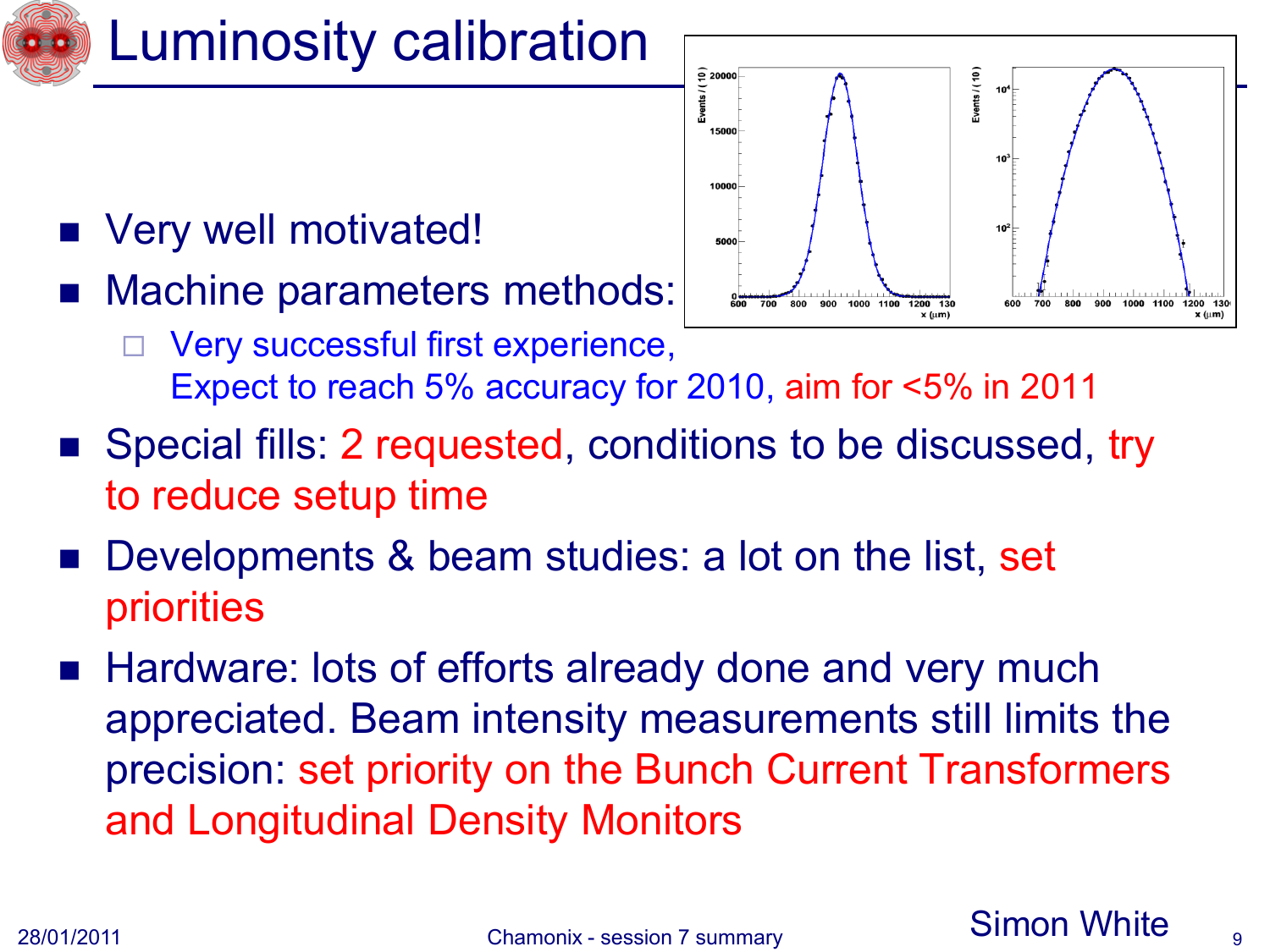# Luminosity calibration

- Very well motivated!
- Machine parameters methods:
  - Very successful first experience,
    Expect to reach 5% accuracy for 2010, aim for <5% in 2011
- Special fills: 2 requested, conditions to be discussed, try to reduce setup time
- Developments & beam studies: a lot on the list, set priorities
- Hardware: lots of efforts already done and very much appreciated. Beam intensity measurements still limits the precision: set priority on the Bunch Current Transformers and Longitudinal Density Monitors

Simon White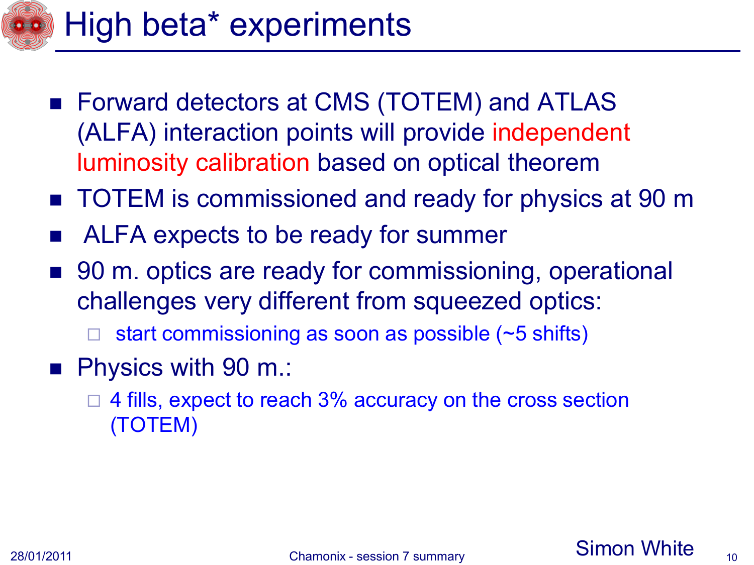# High beta* experiments

- Forward detectors at CMS (TOTEM) and ATLAS (ALFA) interaction points will provide independent luminosity calibration based on optical theorem
- TOTEM is commissioned and ready for physics at 90 m
- ALFA expects to be ready for summer
- 90 m. optics are ready for commissioning, operational challenges very different from squeezed optics:
  - start commissioning as soon as possible (~5 shifts)
- Physics with 90 m.:
  - 4 fills, expect to reach 3% accuracy on the cross section (TOTEM)

Simon White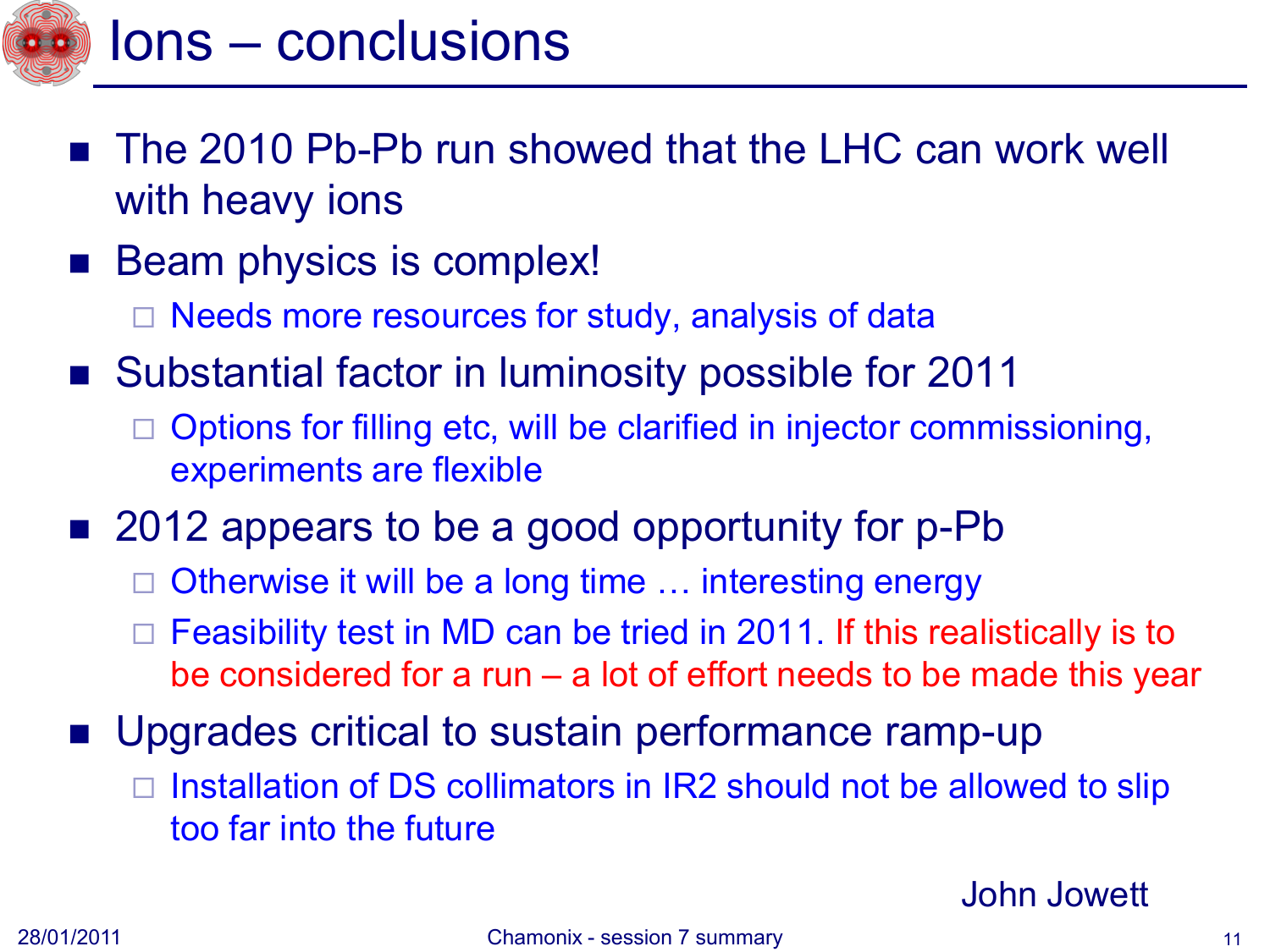# Ions – conclusions

- The 2010 Pb-Pb run showed that the LHC can work well with heavy ions
- Beam physics is complex!
  - Needs more resources for study, analysis of data
- Substantial factor in luminosity possible for 2011
  - Options for filling etc, will be clarified in injector commissioning, experiments are flexible
- 2012 appears to be a good opportunity for p-Pb
  - Otherwise it will be a long time … interesting energy
  - Feasibility test in MD can be tried in 2011. If this realistically is to be considered for a run – a lot of effort needs to be made this year
- Upgrades critical to sustain performance ramp-up
  - Installation of DS collimators in IR2 should not be allowed to slip too far into the future

John Jowett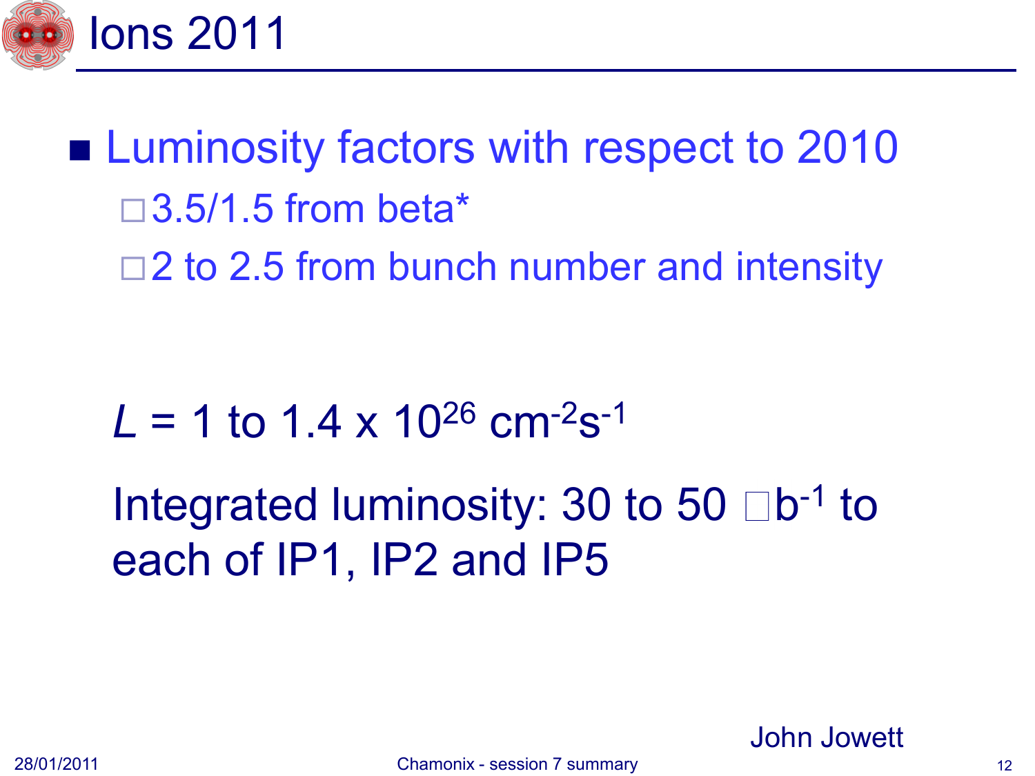# Ions 2011

- Luminosity factors with respect to 2010
  - 3.5/1.5 from beta*
  - 2 to 2.5 from bunch number and intensity

$L$ = 1 to 1.4 x $10^{26}$ $cm^{-2}s^{-1}$

Integrated luminosity: 30 to 50 $\mu b^{-1}$ to each of IP1, IP2 and IP5

John Jowett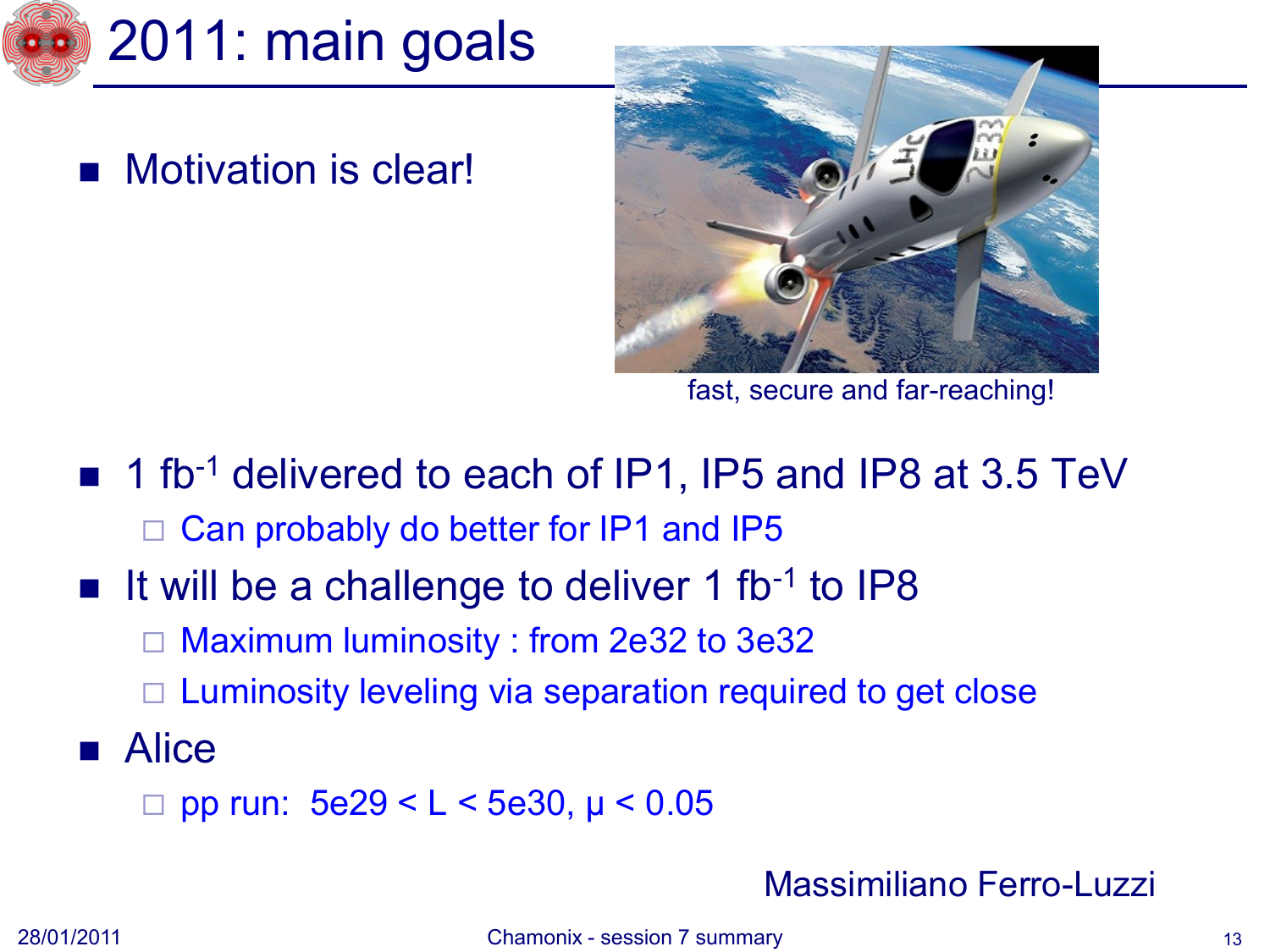# 2011: main goals

- Motivation is clear!

fast, secure and far-reaching!

- 1 $fb^{-1}$ delivered to each of IP1, IP5 and IP8 at 3.5 TeV
  - Can probably do better for IP1 and IP5
- It will be a challenge to deliver 1 $fb^{-1}$ to IP8
  - Maximum luminosity : from 2e32 to 3e32
  - Luminosity leveling via separation required to get close
- Alice
  - pp run: 5e29 < L < 5e30, $\mu$ < 0.05

Massimiliano Ferro-Luzzi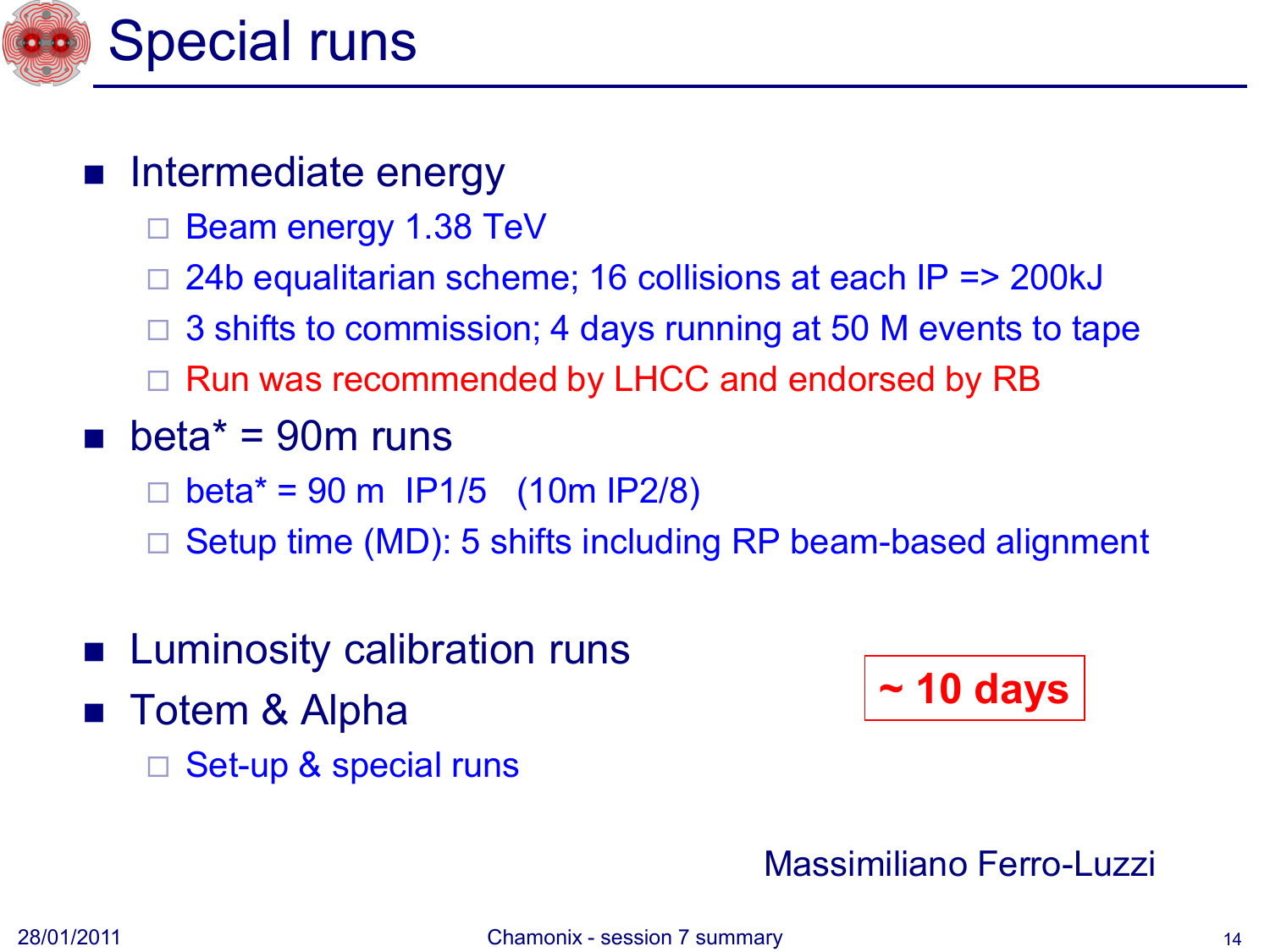# Special runs

- Intermediate energy
  - Beam energy 1.38 TeV
  - 24b equalitarian scheme; 16 collisions at each IP => 200kJ
  - 3 shifts to commission; 4 days running at 50 M events to tape
  - Run was recommended by LHCC and endorsed by RB
- beta* = 90m runs
  - beta* = 90 m IP1/5 (10m IP2/8)
  - Setup time (MD): 5 shifts including RP beam-based alignment
- Luminosity calibration runs
- Totem & Alpha
  - Set-up & special runs

**~ 10 days**

Massimiliano Ferro-Luzzi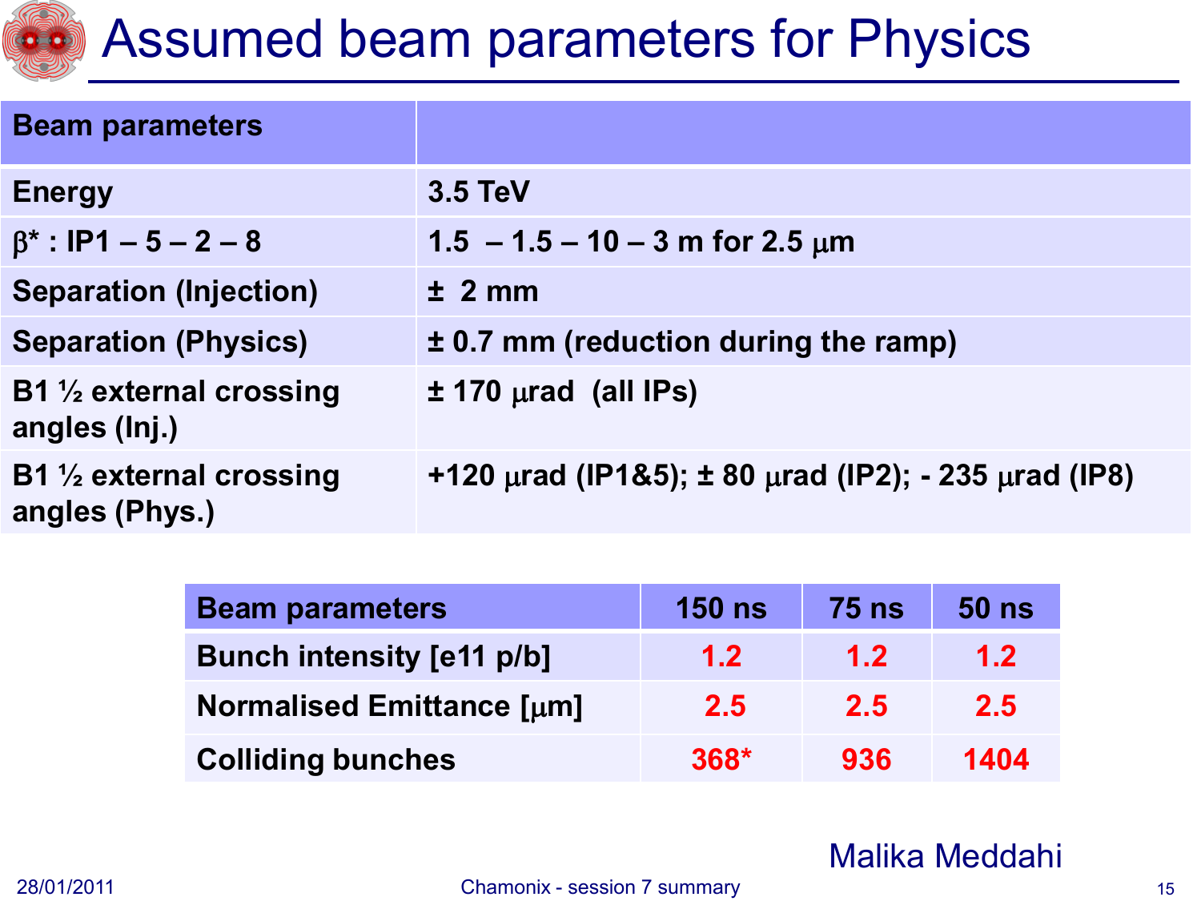# Assumed beam parameters for Physics

| Beam parameters | |
|---|---|
| Energy | 3.5 TeV |
| $\beta^*$ : IP1 – 5 – 2 – 8 | 1.5 – 1.5 – 10 – 3 m for 2.5 $\mu$m |
| Separation (Injection) | ± 2 mm |
| Separation (Physics) | ± 0.7 mm (reduction during the ramp) |
| B1 ½ external crossing angles (Inj.) | ± 170 $\mu$rad (all IPs) |
| B1 ½ external crossing angles (Phys.) | +120 $\mu$rad (IP1&5); ± 80 $\mu$rad (IP2); - 235 $\mu$rad (IP8) |

| Beam parameters | 150 ns | 75 ns | 50 ns |
|---|---|---|---|
| Bunch intensity [e11 p/b] | 1.2 | 1.2 | 1.2 |
| Normalised Emittance [$\mu$m] | 2.5 | 2.5 | 2.5 |
| Colliding bunches | 368* | 936 | 1404 |

Malika Meddahi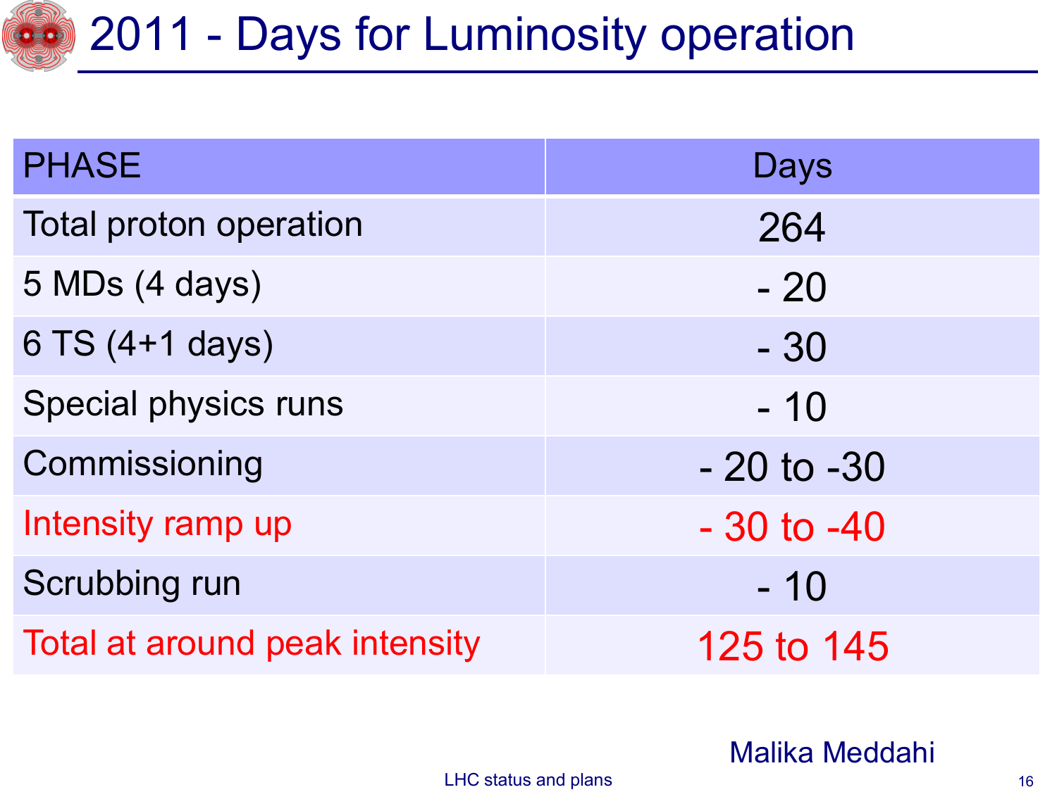# 2011 - Days for Luminosity operation

| PHASE | Days |
| --- | --- |
| Total proton operation | 264 |
| 5 MDs (4 days) | - 20 |
| 6 TS (4+1 days) | - 30 |
| Special physics runs | - 10 |
| Commissioning | - 20 to -30 |
| Intensity ramp up | - 30 to -40 |
| Scrubbing run | - 10 |
| Total at around peak intensity | 125 to 145 |

Malika Meddahi

LHC status and plans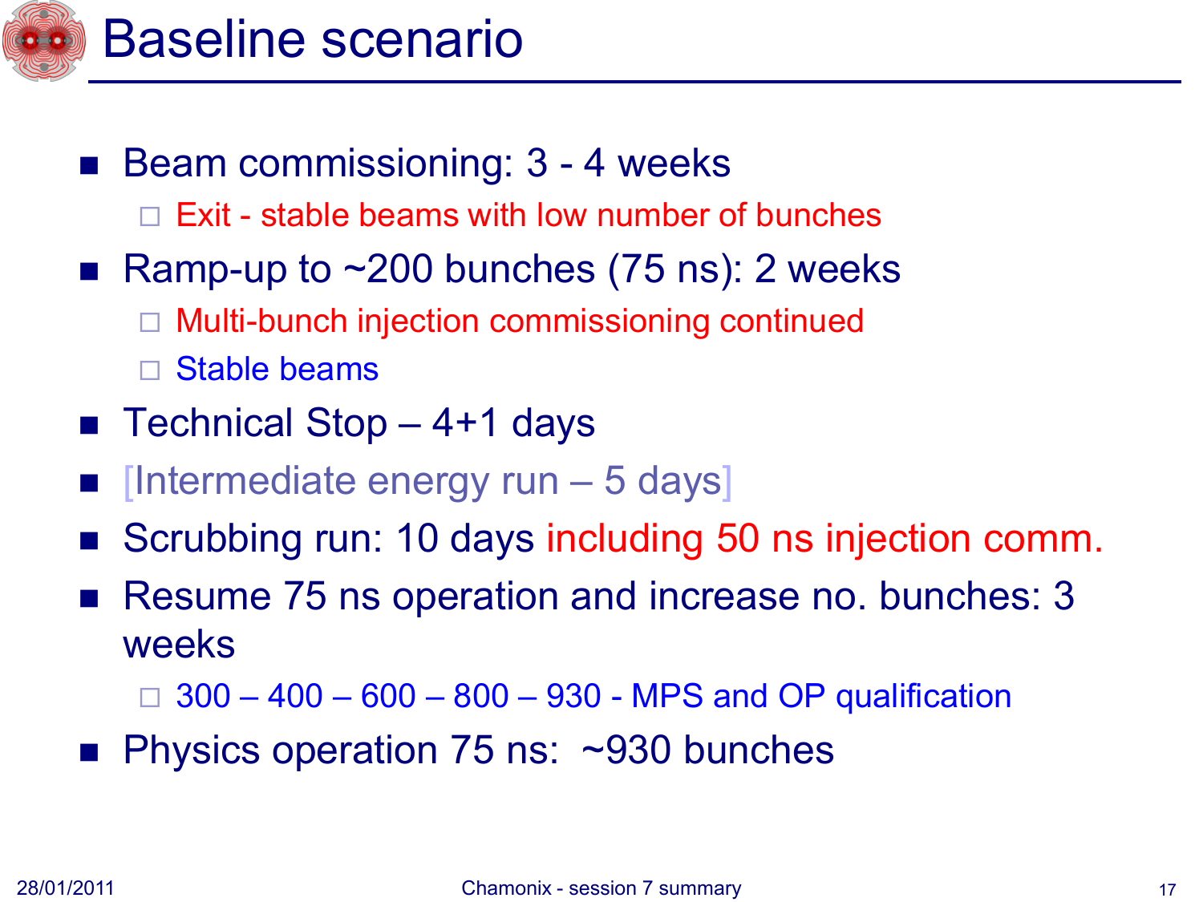# Baseline scenario

- Beam commissioning: 3 - 4 weeks
  - Exit - stable beams with low number of bunches
- Ramp-up to ~200 bunches (75 ns): 2 weeks
  - Multi-bunch injection commissioning continued
  - Stable beams
- Technical Stop – 4+1 days
- [Intermediate energy run – 5 days]
- Scrubbing run: 10 days including 50 ns injection comm.
- Resume 75 ns operation and increase no. bunches: 3 weeks
  - 300 – 400 – 600 – 800 – 930 - MPS and OP qualification
- Physics operation 75 ns: ~930 bunches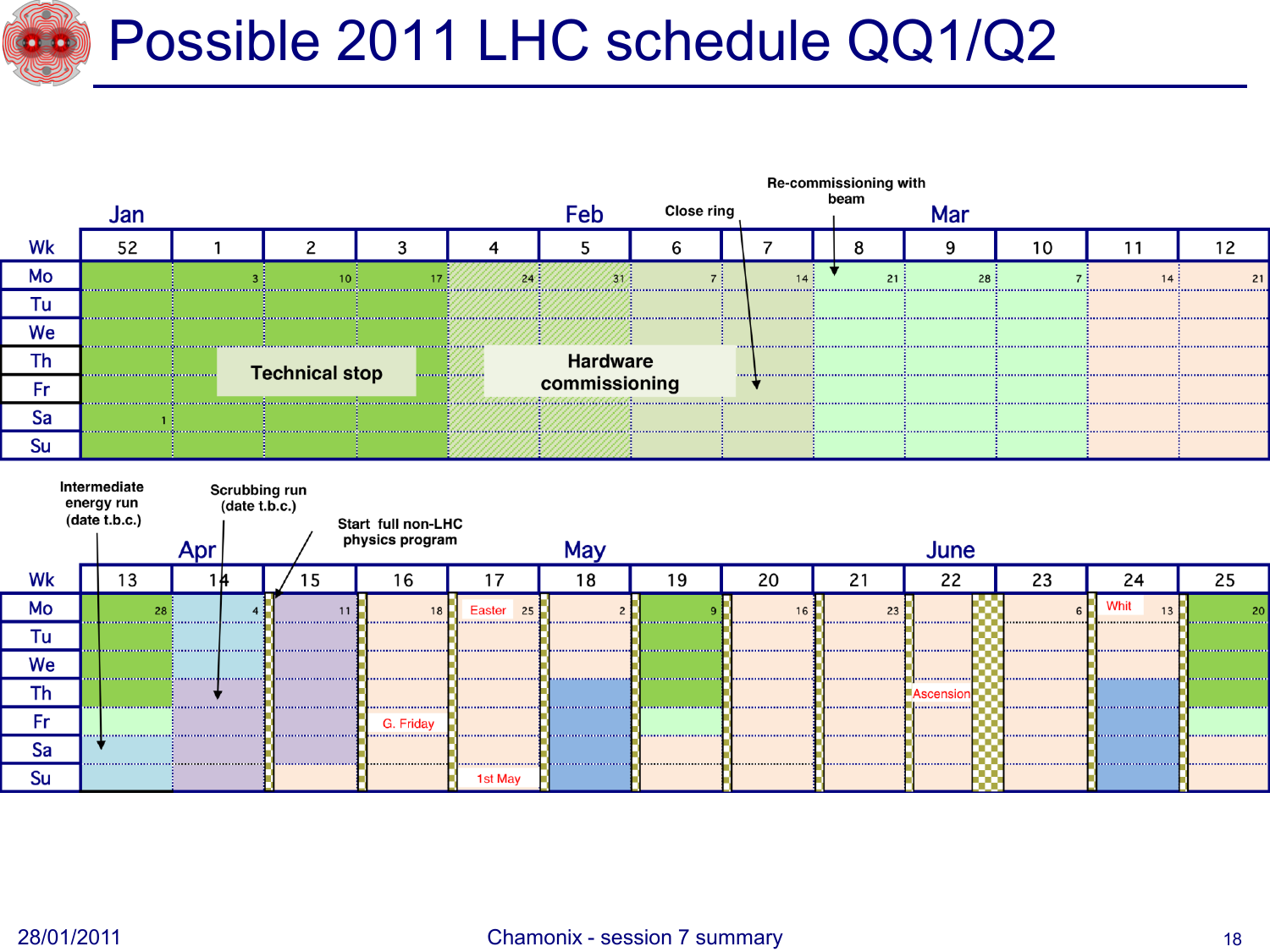# Possible 2011 LHC schedule QQ1/Q2

| Wk | 52 | 1 | 2 | 3 | 4 | 5 | 6 | 7 | 8 | 9 | 10 | 11 | 12 |
|---|---|---|---|---|---|---|---|---|---|---|---|---|---|
| | Jan | | | | | Feb | | | | Mar | | | |
| Mo | | 3 | 10 | 17 | 24 | 31 | 7 | 14 | 21 | 28 | 7 | 14 | 21 |
| Tu | | | | | | | | | | | | | |
| We | | | | | | | | | | | | | |
| Th | | | | | | | | | | | | | |
| Fr | | | | | | | | | | | | | |
| Sa | 1 | | | | | | | | | | | | |
| Su | | | | | | | | | | | | | |

Technical stop (weeks 1–3); Hardware commissioning (weeks 4–7); Close ring (week 7); Re-commissioning with beam (from week 8).

| Wk | 13 | 14 | 15 | 16 | 17 | 18 | 19 | 20 | 21 | 22 | 23 | 24 | 25 |
|---|---|---|---|---|---|---|---|---|---|---|---|---|---|
| | | Apr | | | | May | | | | June | | | |
| Mo | 28 | 4 | 11 | 18 | Easter 25 | 2 | 9 | 16 | 23 | | 6 | Whit 13 | 20 |
| Tu | | | | | | | | | | | | | |
| We | | | | | | | | | | | | | |
| Th | | | | | | | | | | Ascension | | | |
| Fr | | | | G. Friday | | | | | | | | | |
| Sa | | | | | | | | | | | | | |
| Su | | | | | 1st May | | | | | | | | |

Intermediate energy run (date t.b.c.); Scrubbing run (date t.b.c.); Start full non-LHC physics program.

28/01/2011 Chamonix - session 7 summary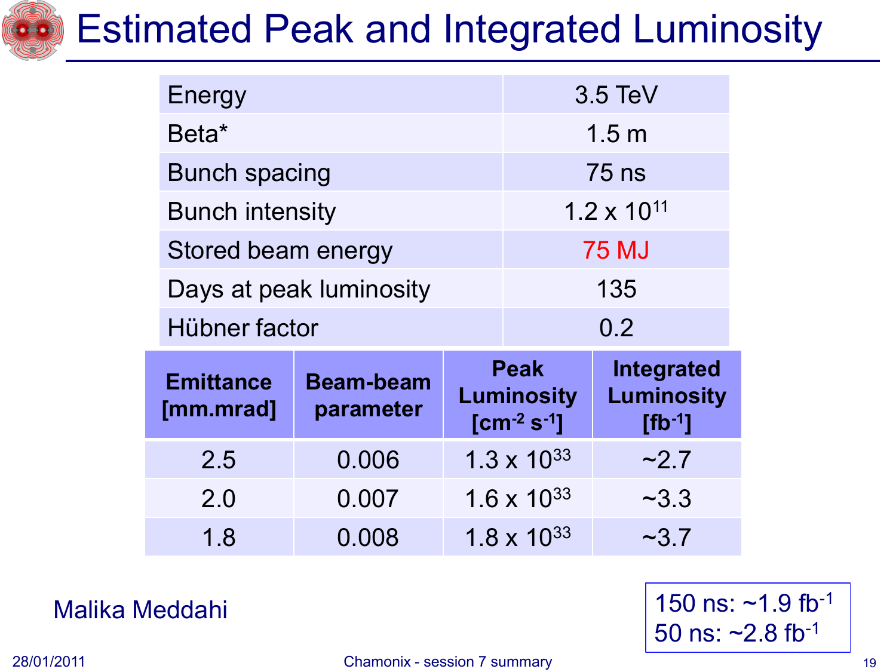# Estimated Peak and Integrated Luminosity

| Energy | 3.5 TeV |
|---|---|
| Beta* | 1.5 m |
| Bunch spacing | 75 ns |
| Bunch intensity | $1.2 \times 10^{11}$ |
| Stored beam energy | 75 MJ |
| Days at peak luminosity | 135 |
| Hübner factor | 0.2 |

| Emittance [mm.mrad] | Beam-beam parameter | Peak Luminosity [$cm^{-2} s^{-1}$] | Integrated Luminosity [$fb^{-1}$] |
|---|---|---|---|
| 2.5 | 0.006 | $1.3 \times 10^{33}$ | ~2.7 |
| 2.0 | 0.007 | $1.6 \times 10^{33}$ | ~3.3 |
| 1.8 | 0.008 | $1.8 \times 10^{33}$ | ~3.7 |

Malika Meddahi

150 ns: ~1.9 $fb^{-1}$
50 ns: ~2.8 $fb^{-1}$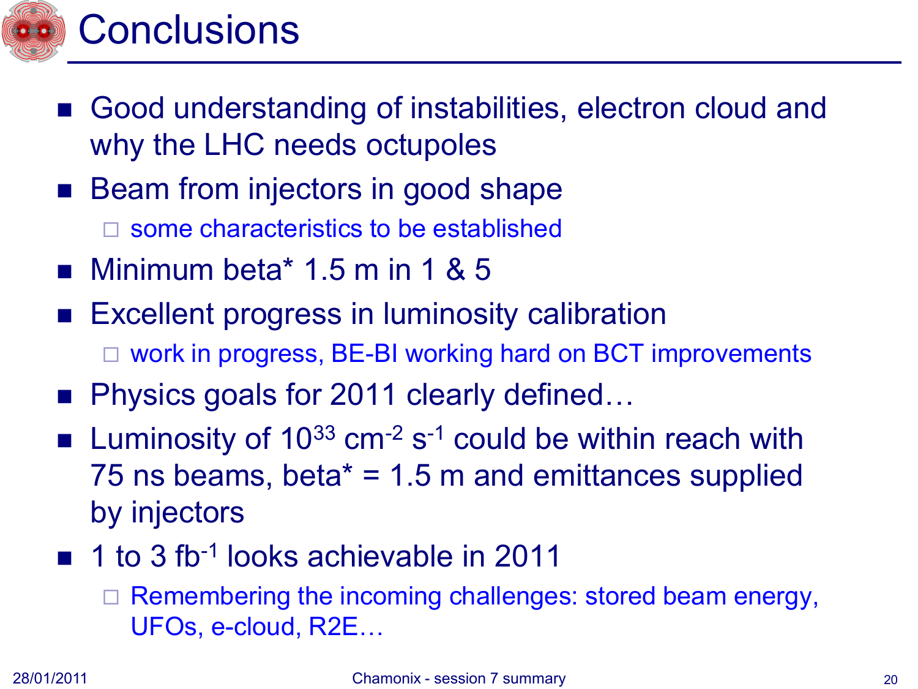# Conclusions

- Good understanding of instabilities, electron cloud and why the LHC needs octupoles
- Beam from injectors in good shape
  - some characteristics to be established
- Minimum beta* 1.5 m in 1 & 5
- Excellent progress in luminosity calibration
  - work in progress, BE-BI working hard on BCT improvements
- Physics goals for 2011 clearly defined…
- Luminosity of $10^{33}$ $cm^{-2}$ $s^{-1}$ could be within reach with 75 ns beams, beta* = 1.5 m and emittances supplied by injectors
- 1 to 3 $fb^{-1}$ looks achievable in 2011
  - Remembering the incoming challenges: stored beam energy, UFOs, e-cloud, R2E…